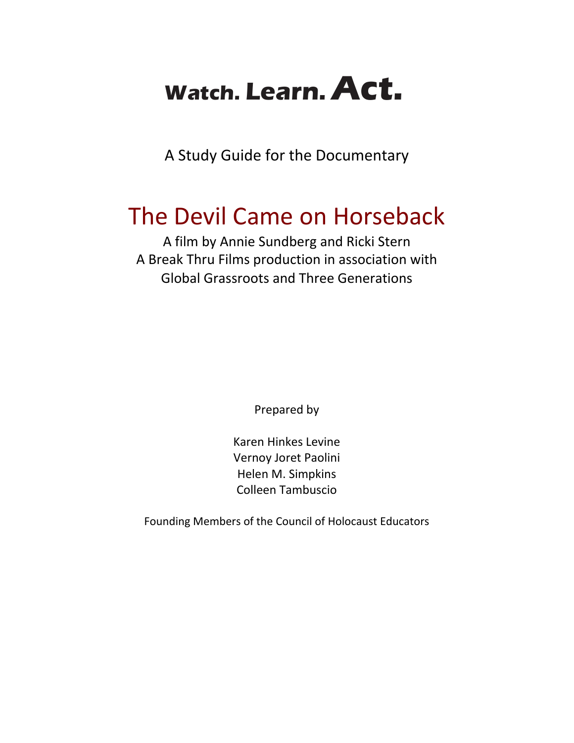# Watch. Learn. Act.

A Study Guide for the Documentary

## The Devil Came on Horseback

A film by Annie Sundberg and Ricki Stern
A Break Thru Films production in association with
Global Grassroots and Three Generations

Prepared by

Karen Hinkes Levine
Vernoy Joret Paolini
Helen M. Simpkins
Colleen Tambuscio

Founding Members of the Council of Holocaust Educators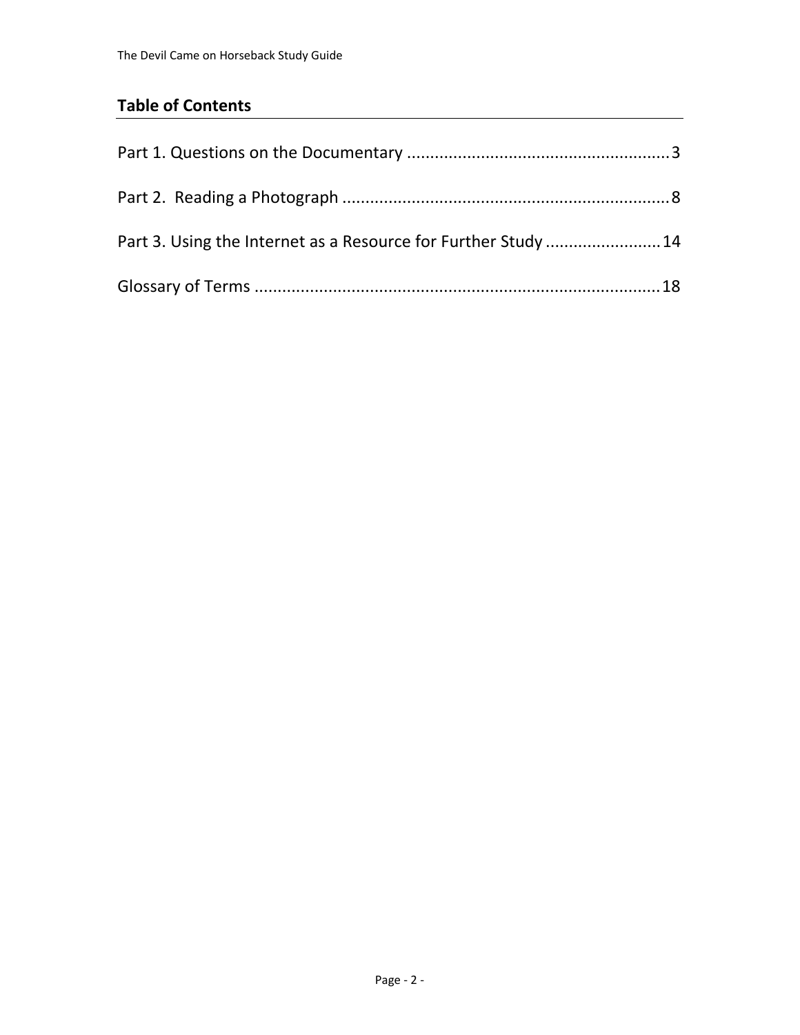## Table of Contents

Part 1. Questions on the Documentary ........................................................ 3

Part 2. Reading a Photograph ...................................................................... 8

Part 3. Using the Internet as a Resource for Further Study ......................... 14

Glossary of Terms ....................................................................................... 18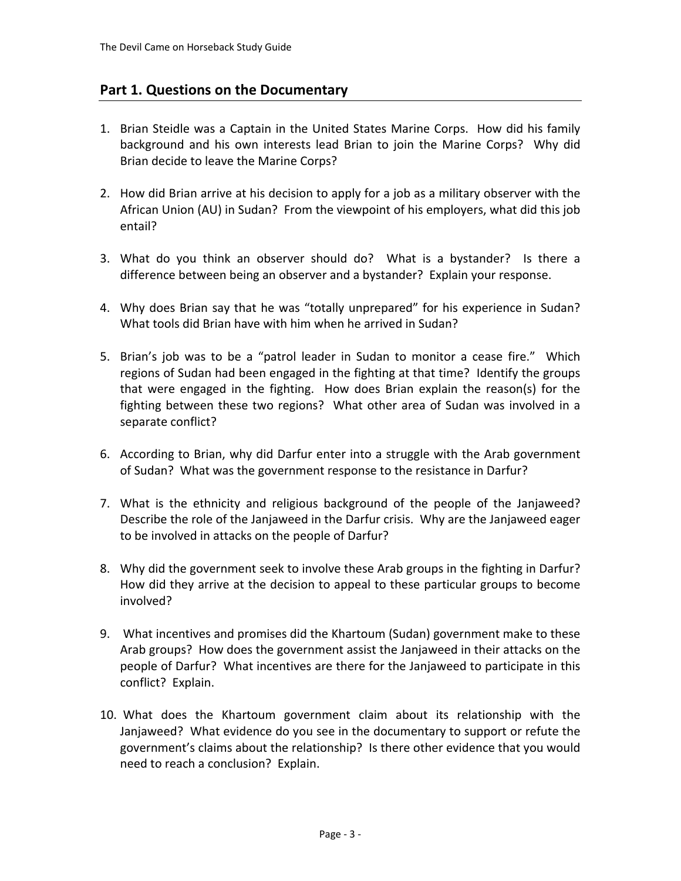## Part 1. Questions on the Documentary

1. Brian Steidle was a Captain in the United States Marine Corps. How did his family background and his own interests lead Brian to join the Marine Corps? Why did Brian decide to leave the Marine Corps?

2. How did Brian arrive at his decision to apply for a job as a military observer with the African Union (AU) in Sudan? From the viewpoint of his employers, what did this job entail?

3. What do you think an observer should do? What is a bystander? Is there a difference between being an observer and a bystander? Explain your response.

4. Why does Brian say that he was "totally unprepared" for his experience in Sudan? What tools did Brian have with him when he arrived in Sudan?

5. Brian's job was to be a "patrol leader in Sudan to monitor a cease fire." Which regions of Sudan had been engaged in the fighting at that time? Identify the groups that were engaged in the fighting. How does Brian explain the reason(s) for the fighting between these two regions? What other area of Sudan was involved in a separate conflict?

6. According to Brian, why did Darfur enter into a struggle with the Arab government of Sudan? What was the government response to the resistance in Darfur?

7. What is the ethnicity and religious background of the people of the Janjaweed? Describe the role of the Janjaweed in the Darfur crisis. Why are the Janjaweed eager to be involved in attacks on the people of Darfur?

8. Why did the government seek to involve these Arab groups in the fighting in Darfur? How did they arrive at the decision to appeal to these particular groups to become involved?

9. What incentives and promises did the Khartoum (Sudan) government make to these Arab groups? How does the government assist the Janjaweed in their attacks on the people of Darfur? What incentives are there for the Janjaweed to participate in this conflict? Explain.

10. What does the Khartoum government claim about its relationship with the Janjaweed? What evidence do you see in the documentary to support or refute the government's claims about the relationship? Is there other evidence that you would need to reach a conclusion? Explain.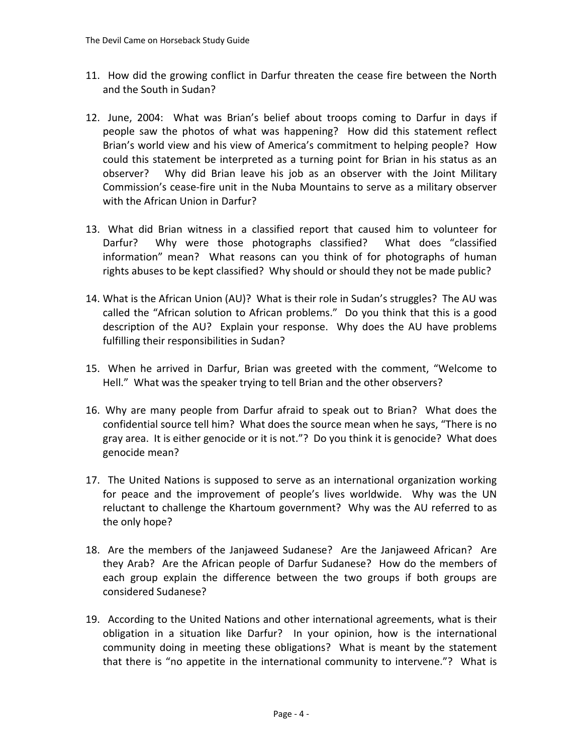11. How did the growing conflict in Darfur threaten the cease fire between the North and the South in Sudan?

12. June, 2004: What was Brian's belief about troops coming to Darfur in days if people saw the photos of what was happening? How did this statement reflect Brian's world view and his view of America's commitment to helping people? How could this statement be interpreted as a turning point for Brian in his status as an observer? Why did Brian leave his job as an observer with the Joint Military Commission's cease-fire unit in the Nuba Mountains to serve as a military observer with the African Union in Darfur?

13. What did Brian witness in a classified report that caused him to volunteer for Darfur? Why were those photographs classified? What does "classified information" mean? What reasons can you think of for photographs of human rights abuses to be kept classified? Why should or should they not be made public?

14. What is the African Union (AU)? What is their role in Sudan's struggles? The AU was called the "African solution to African problems." Do you think that this is a good description of the AU? Explain your response. Why does the AU have problems fulfilling their responsibilities in Sudan?

15. When he arrived in Darfur, Brian was greeted with the comment, "Welcome to Hell." What was the speaker trying to tell Brian and the other observers?

16. Why are many people from Darfur afraid to speak out to Brian? What does the confidential source tell him? What does the source mean when he says, "There is no gray area. It is either genocide or it is not."? Do you think it is genocide? What does genocide mean?

17. The United Nations is supposed to serve as an international organization working for peace and the improvement of people's lives worldwide. Why was the UN reluctant to challenge the Khartoum government? Why was the AU referred to as the only hope?

18. Are the members of the Janjaweed Sudanese? Are the Janjaweed African? Are they Arab? Are the African people of Darfur Sudanese? How do the members of each group explain the difference between the two groups if both groups are considered Sudanese?

19. According to the United Nations and other international agreements, what is their obligation in a situation like Darfur? In your opinion, how is the international community doing in meeting these obligations? What is meant by the statement that there is "no appetite in the international community to intervene."? What is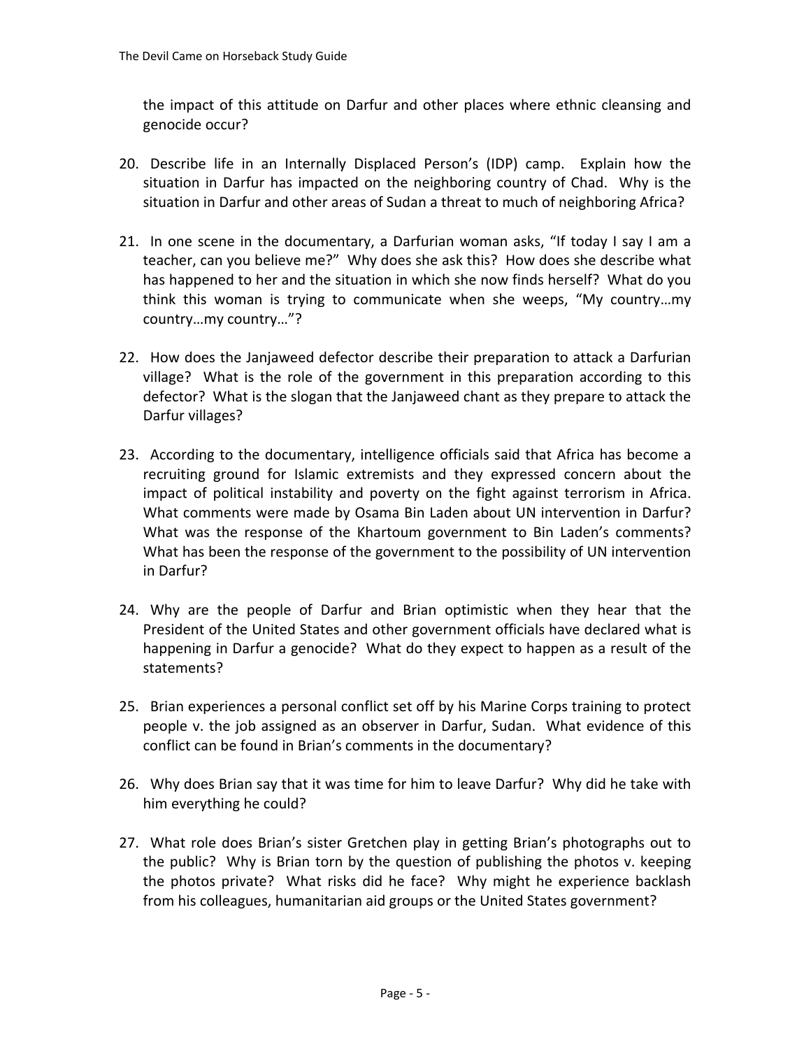the impact of this attitude on Darfur and other places where ethnic cleansing and genocide occur?

20. Describe life in an Internally Displaced Person's (IDP) camp. Explain how the situation in Darfur has impacted on the neighboring country of Chad. Why is the situation in Darfur and other areas of Sudan a threat to much of neighboring Africa?

21. In one scene in the documentary, a Darfurian woman asks, "If today I say I am a teacher, can you believe me?" Why does she ask this? How does she describe what has happened to her and the situation in which she now finds herself? What do you think this woman is trying to communicate when she weeps, "My country…my country…my country…"?

22. How does the Janjaweed defector describe their preparation to attack a Darfurian village? What is the role of the government in this preparation according to this defector? What is the slogan that the Janjaweed chant as they prepare to attack the Darfur villages?

23. According to the documentary, intelligence officials said that Africa has become a recruiting ground for Islamic extremists and they expressed concern about the impact of political instability and poverty on the fight against terrorism in Africa. What comments were made by Osama Bin Laden about UN intervention in Darfur? What was the response of the Khartoum government to Bin Laden's comments? What has been the response of the government to the possibility of UN intervention in Darfur?

24. Why are the people of Darfur and Brian optimistic when they hear that the President of the United States and other government officials have declared what is happening in Darfur a genocide? What do they expect to happen as a result of the statements?

25. Brian experiences a personal conflict set off by his Marine Corps training to protect people v. the job assigned as an observer in Darfur, Sudan. What evidence of this conflict can be found in Brian's comments in the documentary?

26. Why does Brian say that it was time for him to leave Darfur? Why did he take with him everything he could?

27. What role does Brian's sister Gretchen play in getting Brian's photographs out to the public? Why is Brian torn by the question of publishing the photos v. keeping the photos private? What risks did he face? Why might he experience backlash from his colleagues, humanitarian aid groups or the United States government?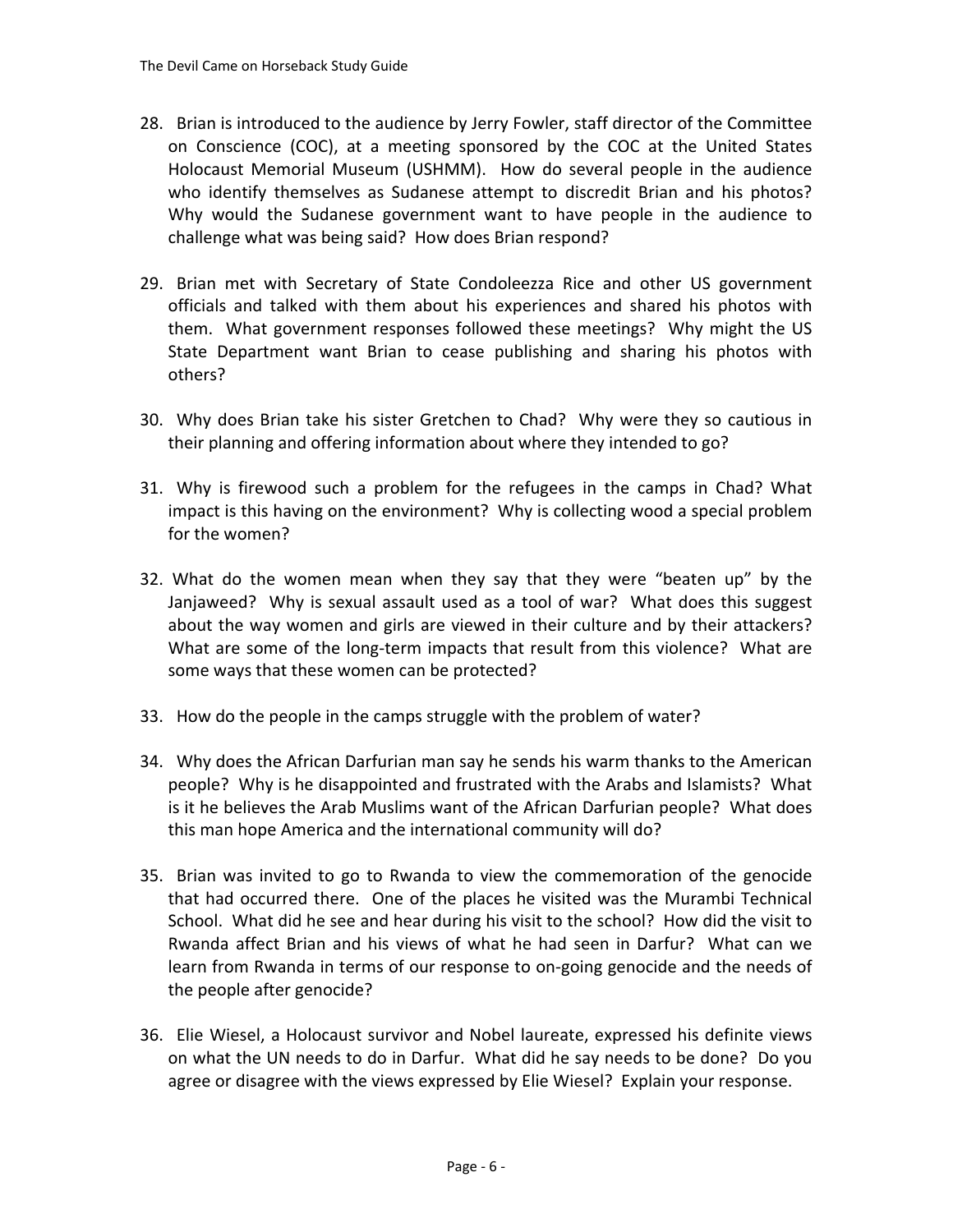28. Brian is introduced to the audience by Jerry Fowler, staff director of the Committee on Conscience (COC), at a meeting sponsored by the COC at the United States Holocaust Memorial Museum (USHMM). How do several people in the audience who identify themselves as Sudanese attempt to discredit Brian and his photos? Why would the Sudanese government want to have people in the audience to challenge what was being said? How does Brian respond?

29. Brian met with Secretary of State Condoleezza Rice and other US government officials and talked with them about his experiences and shared his photos with them. What government responses followed these meetings? Why might the US State Department want Brian to cease publishing and sharing his photos with others?

30. Why does Brian take his sister Gretchen to Chad? Why were they so cautious in their planning and offering information about where they intended to go?

31. Why is firewood such a problem for the refugees in the camps in Chad? What impact is this having on the environment? Why is collecting wood a special problem for the women?

32. What do the women mean when they say that they were "beaten up" by the Janjaweed? Why is sexual assault used as a tool of war? What does this suggest about the way women and girls are viewed in their culture and by their attackers? What are some of the long-term impacts that result from this violence? What are some ways that these women can be protected?

33. How do the people in the camps struggle with the problem of water?

34. Why does the African Darfurian man say he sends his warm thanks to the American people? Why is he disappointed and frustrated with the Arabs and Islamists? What is it he believes the Arab Muslims want of the African Darfurian people? What does this man hope America and the international community will do?

35. Brian was invited to go to Rwanda to view the commemoration of the genocide that had occurred there. One of the places he visited was the Murambi Technical School. What did he see and hear during his visit to the school? How did the visit to Rwanda affect Brian and his views of what he had seen in Darfur? What can we learn from Rwanda in terms of our response to on-going genocide and the needs of the people after genocide?

36. Elie Wiesel, a Holocaust survivor and Nobel laureate, expressed his definite views on what the UN needs to do in Darfur. What did he say needs to be done? Do you agree or disagree with the views expressed by Elie Wiesel? Explain your response.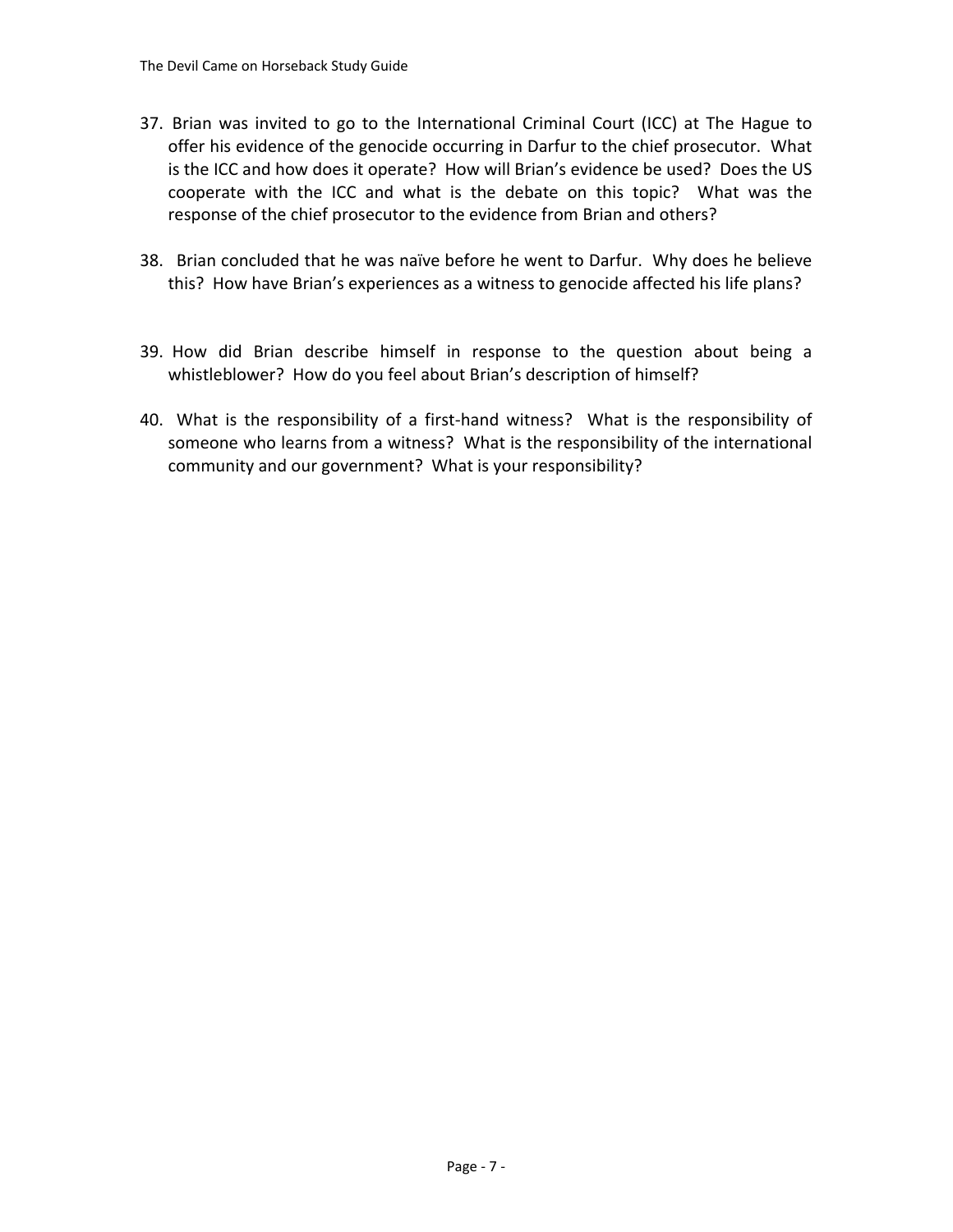37. Brian was invited to go to the International Criminal Court (ICC) at The Hague to offer his evidence of the genocide occurring in Darfur to the chief prosecutor. What is the ICC and how does it operate? How will Brian's evidence be used? Does the US cooperate with the ICC and what is the debate on this topic? What was the response of the chief prosecutor to the evidence from Brian and others?

38. Brian concluded that he was naïve before he went to Darfur. Why does he believe this? How have Brian's experiences as a witness to genocide affected his life plans?

39. How did Brian describe himself in response to the question about being a whistleblower? How do you feel about Brian's description of himself?

40. What is the responsibility of a first-hand witness? What is the responsibility of someone who learns from a witness? What is the responsibility of the international community and our government? What is your responsibility?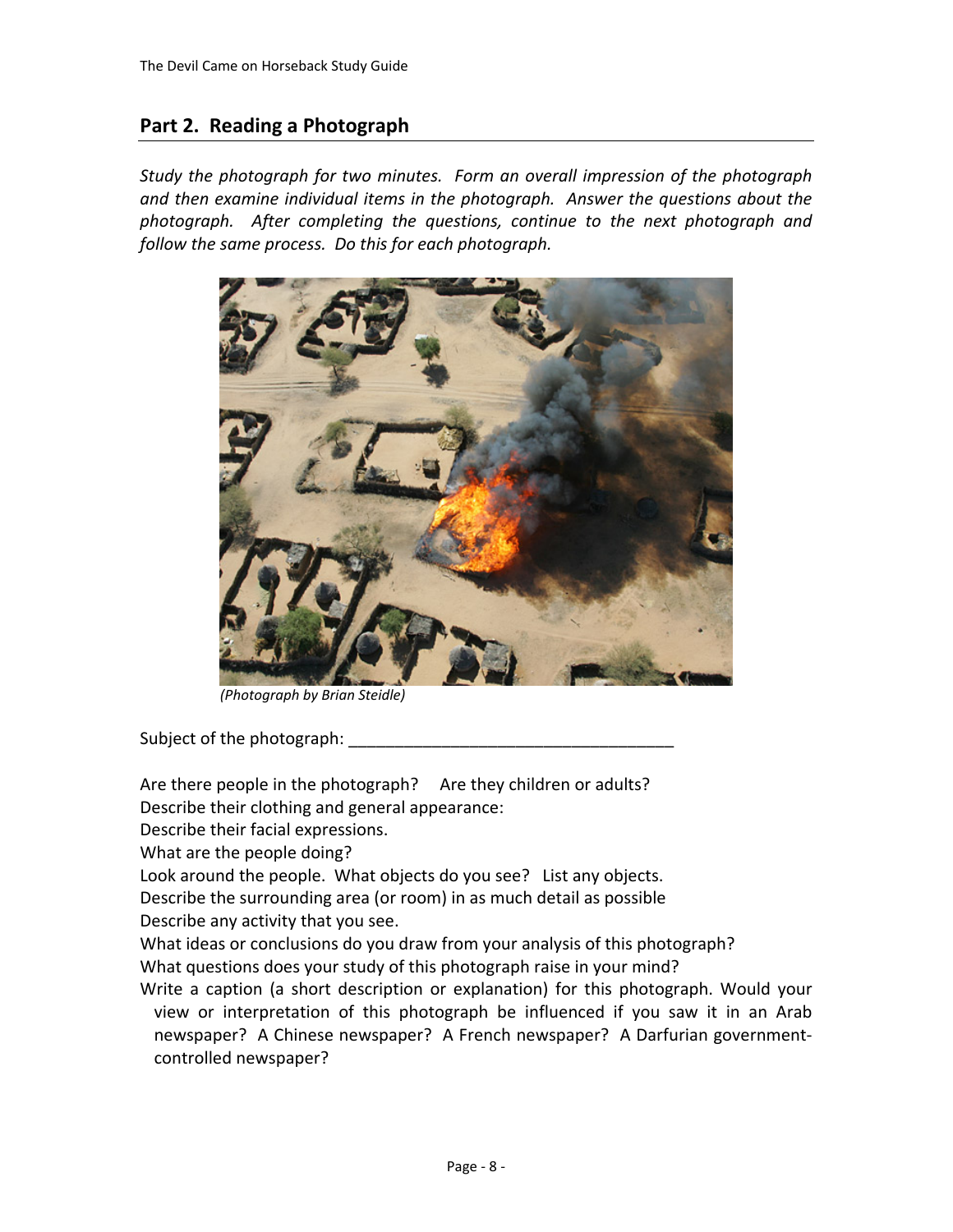## Part 2. Reading a Photograph

*Study the photograph for two minutes. Form an overall impression of the photograph and then examine individual items in the photograph. Answer the questions about the photograph. After completing the questions, continue to the next photograph and follow the same process. Do this for each photograph.*

*(Photograph by Brian Steidle)*

Subject of the photograph: ___________________________________

Are there people in the photograph? Are they children or adults?

Describe their clothing and general appearance:

Describe their facial expressions.

What are the people doing?

Look around the people. What objects do you see? List any objects.

Describe the surrounding area (or room) in as much detail as possible

Describe any activity that you see.

What ideas or conclusions do you draw from your analysis of this photograph?

What questions does your study of this photograph raise in your mind?

Write a caption (a short description or explanation) for this photograph. Would your view or interpretation of this photograph be influenced if you saw it in an Arab newspaper? A Chinese newspaper? A French newspaper? A Darfurian government-controlled newspaper?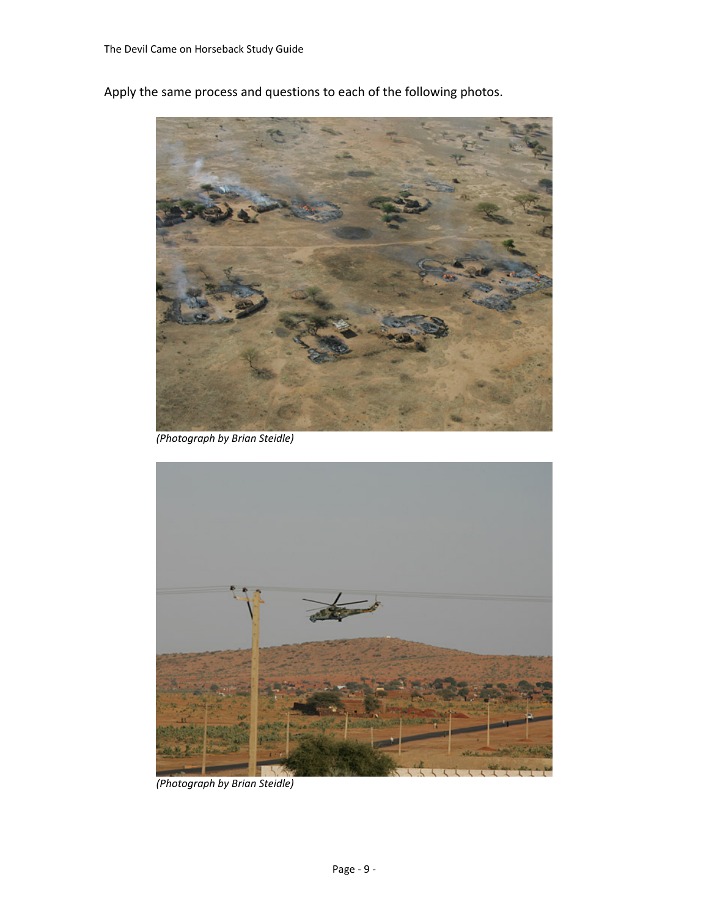Apply the same process and questions to each of the following photos.

*(Photograph by Brian Steidle)*

*(Photograph by Brian Steidle)*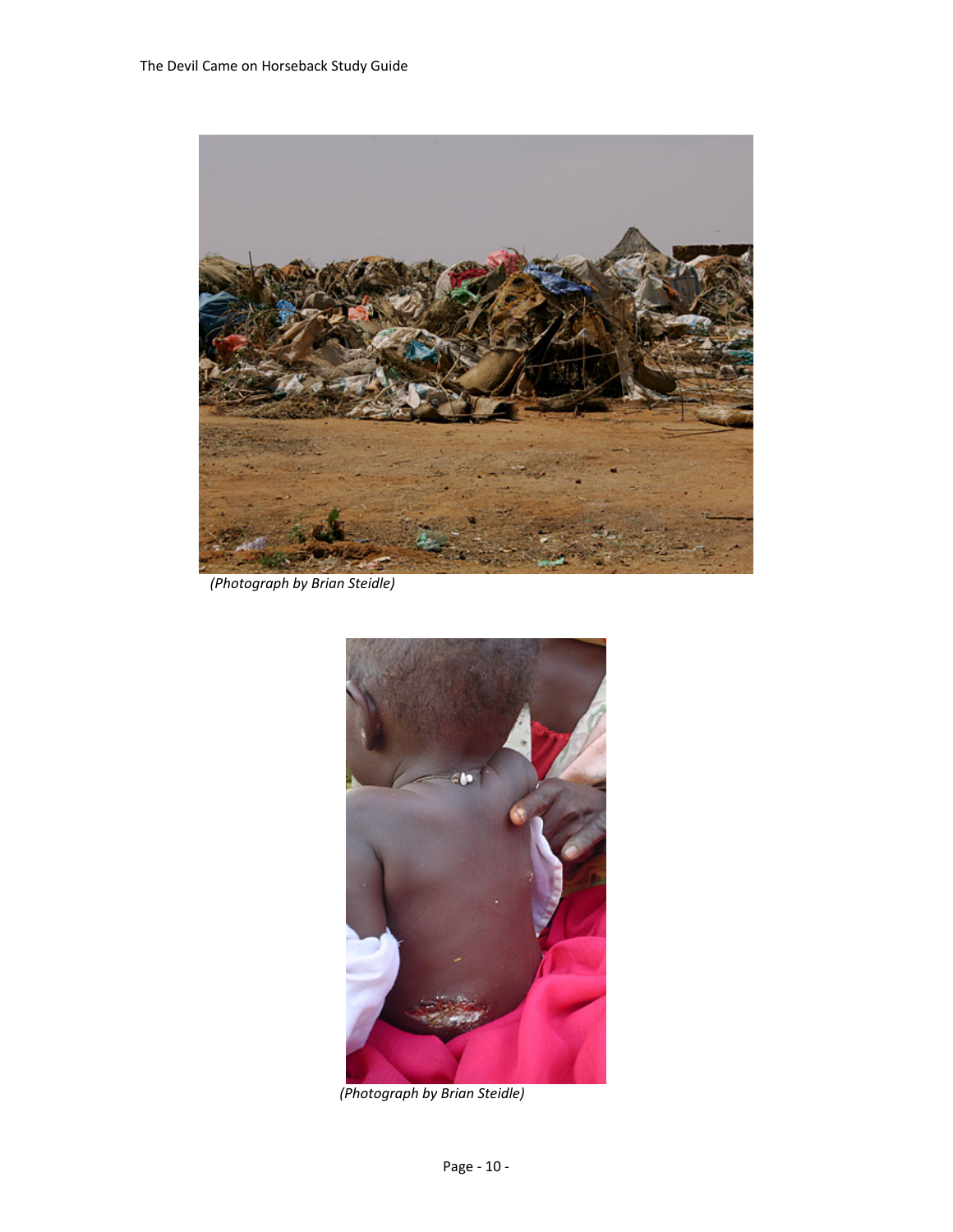(Photograph by Brian Steidle)

(Photograph by Brian Steidle)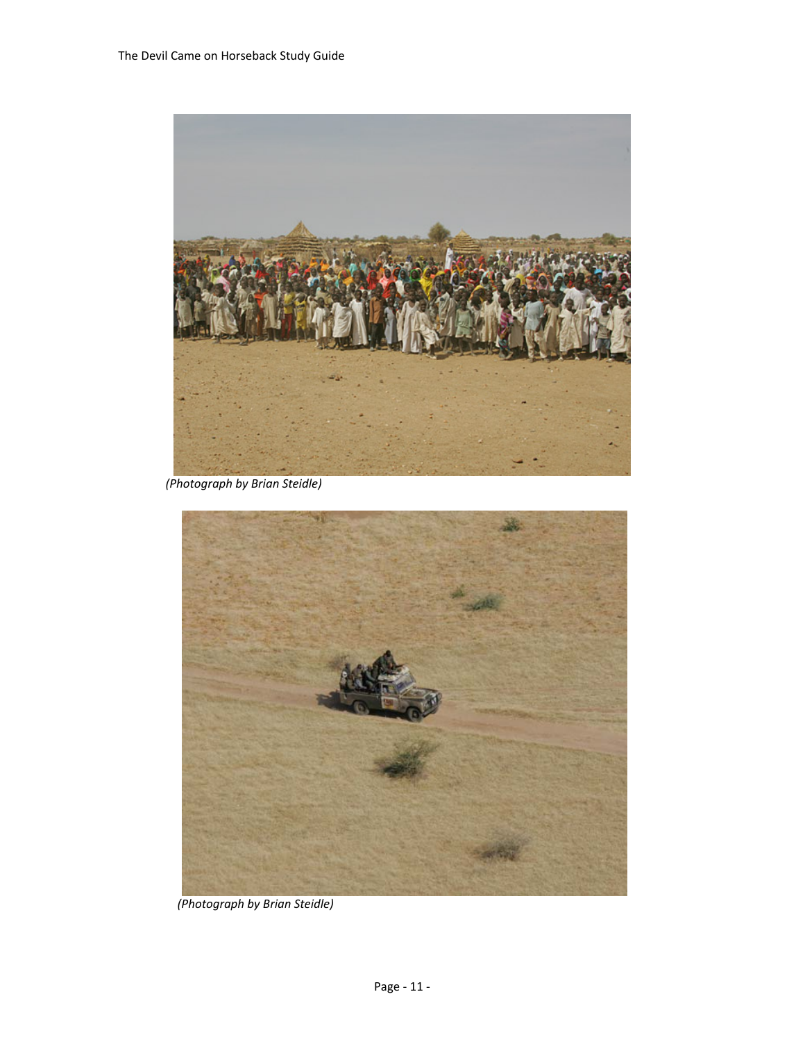(Photograph by Brian Steidle)

(Photograph by Brian Steidle)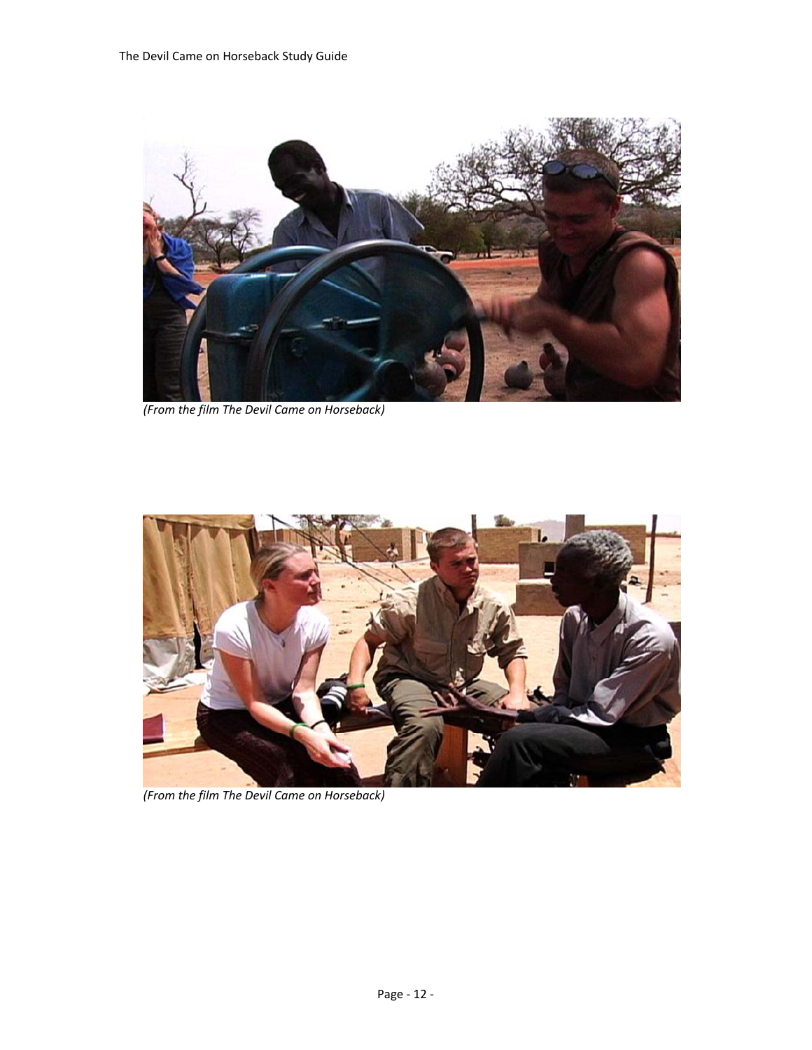*(From the film The Devil Came on Horseback)*

*(From the film The Devil Came on Horseback)*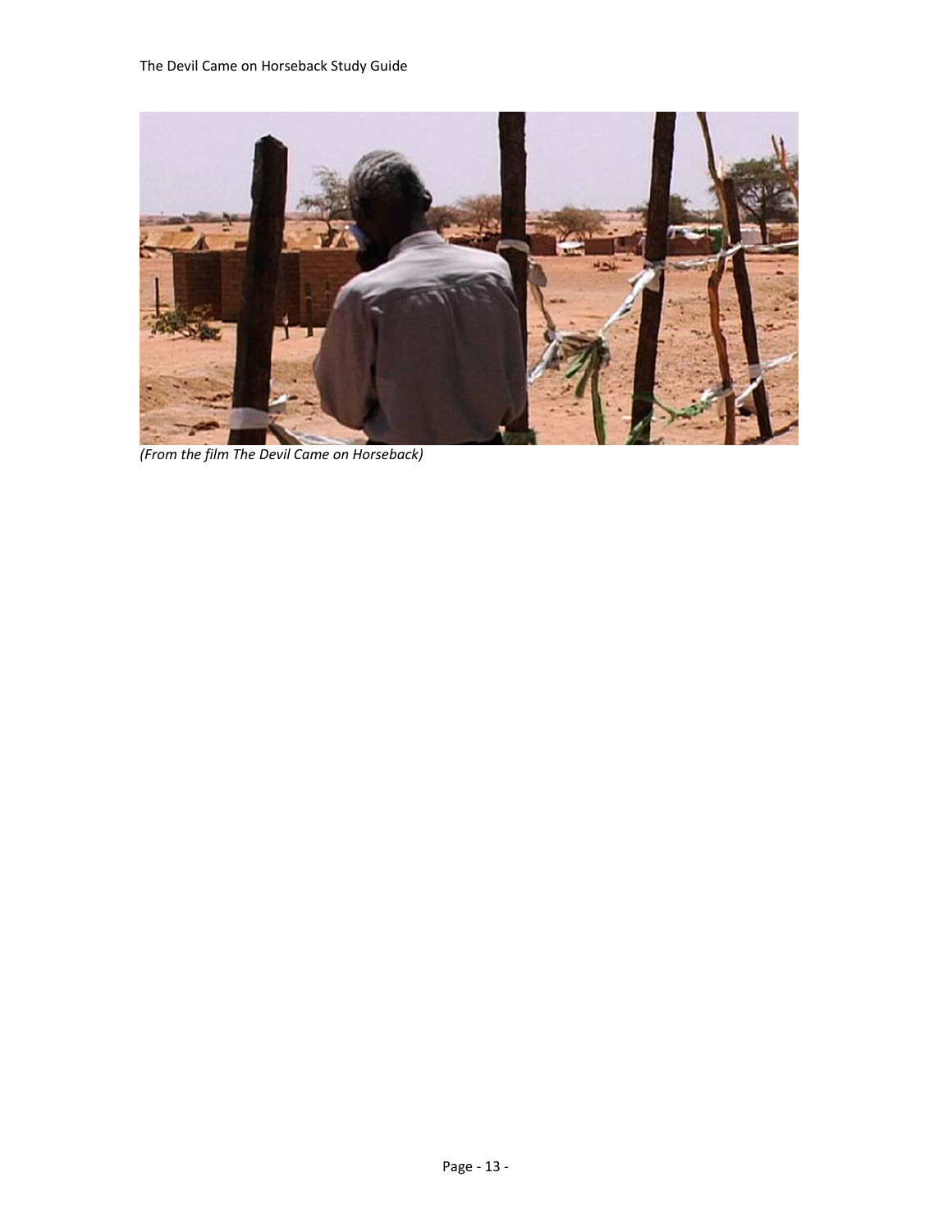*(From the film The Devil Came on Horseback)*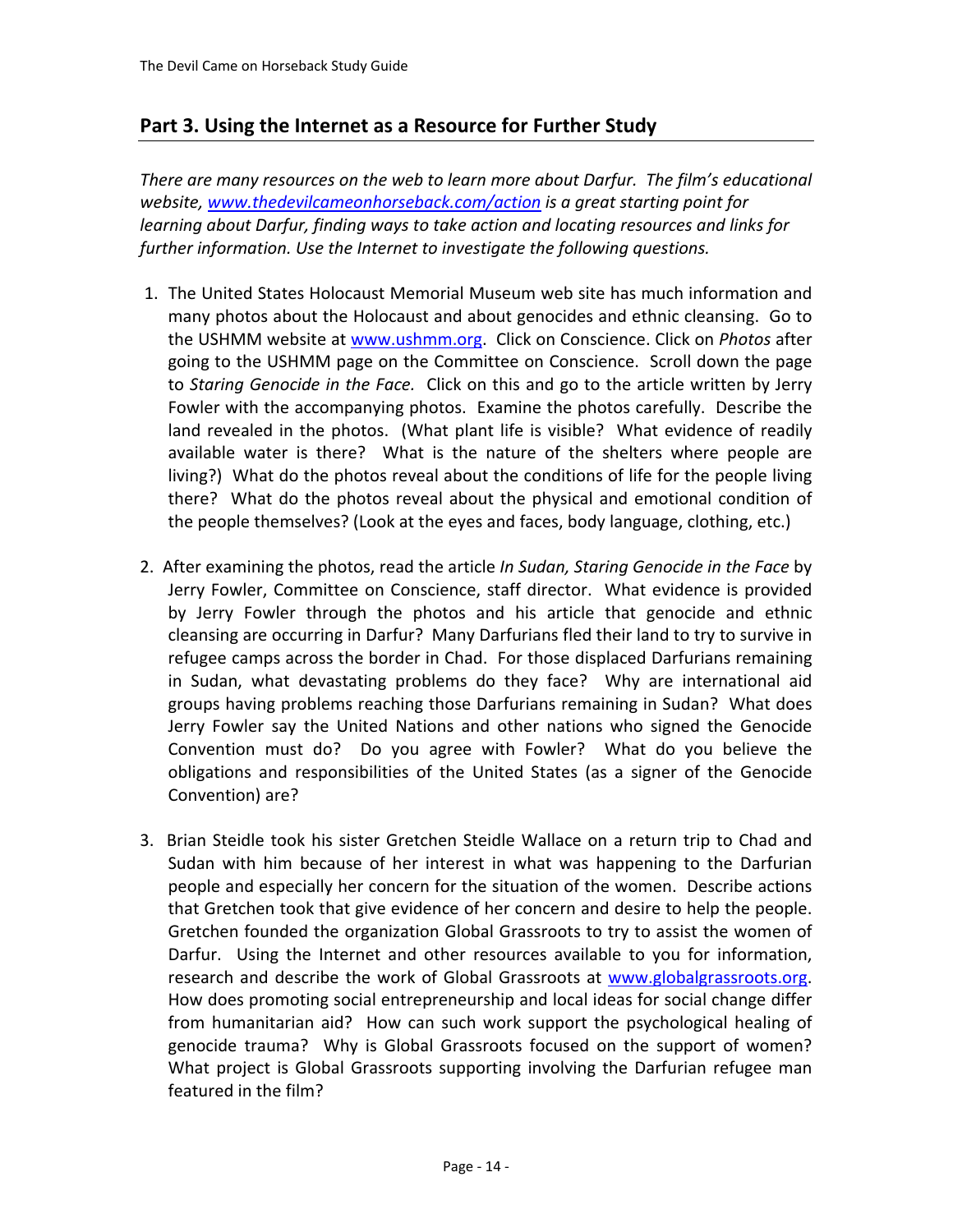## Part 3. Using the Internet as a Resource for Further Study

*There are many resources on the web to learn more about Darfur. The film's educational website, [www.thedevilcameonhorseback.com/action](www.thedevilcameonhorseback.com/action) is a great starting point for learning about Darfur, finding ways to take action and locating resources and links for further information. Use the Internet to investigate the following questions.*

1. The United States Holocaust Memorial Museum web site has much information and many photos about the Holocaust and about genocides and ethnic cleansing. Go to the USHMM website at [www.ushmm.org](www.ushmm.org). Click on Conscience. Click on *Photos* after going to the USHMM page on the Committee on Conscience. Scroll down the page to *Staring Genocide in the Face.* Click on this and go to the article written by Jerry Fowler with the accompanying photos. Examine the photos carefully. Describe the land revealed in the photos. (What plant life is visible? What evidence of readily available water is there? What is the nature of the shelters where people are living?) What do the photos reveal about the conditions of life for the people living there? What do the photos reveal about the physical and emotional condition of the people themselves? (Look at the eyes and faces, body language, clothing, etc.)

2. After examining the photos, read the article *In Sudan, Staring Genocide in the Face* by Jerry Fowler, Committee on Conscience, staff director. What evidence is provided by Jerry Fowler through the photos and his article that genocide and ethnic cleansing are occurring in Darfur? Many Darfurians fled their land to try to survive in refugee camps across the border in Chad. For those displaced Darfurians remaining in Sudan, what devastating problems do they face? Why are international aid groups having problems reaching those Darfurians remaining in Sudan? What does Jerry Fowler say the United Nations and other nations who signed the Genocide Convention must do? Do you agree with Fowler? What do you believe the obligations and responsibilities of the United States (as a signer of the Genocide Convention) are?

3. Brian Steidle took his sister Gretchen Steidle Wallace on a return trip to Chad and Sudan with him because of her interest in what was happening to the Darfurian people and especially her concern for the situation of the women. Describe actions that Gretchen took that give evidence of her concern and desire to help the people. Gretchen founded the organization Global Grassroots to try to assist the women of Darfur. Using the Internet and other resources available to you for information, research and describe the work of Global Grassroots at [www.globalgrassroots.org](www.globalgrassroots.org). How does promoting social entrepreneurship and local ideas for social change differ from humanitarian aid? How can such work support the psychological healing of genocide trauma? Why is Global Grassroots focused on the support of women? What project is Global Grassroots supporting involving the Darfurian refugee man featured in the film?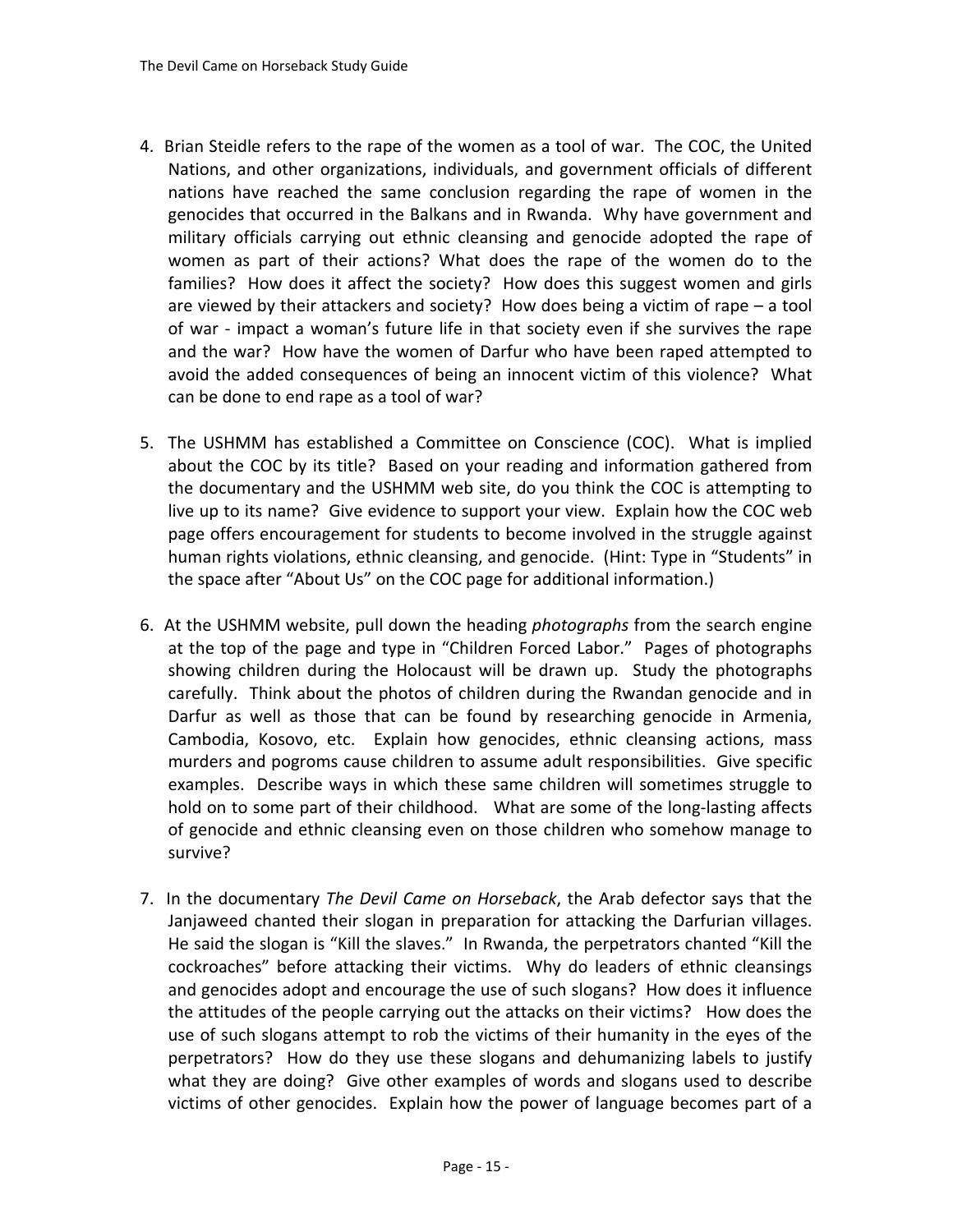4. Brian Steidle refers to the rape of the women as a tool of war. The COC, the United Nations, and other organizations, individuals, and government officials of different nations have reached the same conclusion regarding the rape of women in the genocides that occurred in the Balkans and in Rwanda. Why have government and military officials carrying out ethnic cleansing and genocide adopted the rape of women as part of their actions? What does the rape of the women do to the families? How does it affect the society? How does this suggest women and girls are viewed by their attackers and society? How does being a victim of rape – a tool of war - impact a woman's future life in that society even if she survives the rape and the war? How have the women of Darfur who have been raped attempted to avoid the added consequences of being an innocent victim of this violence? What can be done to end rape as a tool of war?

5. The USHMM has established a Committee on Conscience (COC). What is implied about the COC by its title? Based on your reading and information gathered from the documentary and the USHMM web site, do you think the COC is attempting to live up to its name? Give evidence to support your view. Explain how the COC web page offers encouragement for students to become involved in the struggle against human rights violations, ethnic cleansing, and genocide. (Hint: Type in "Students" in the space after "About Us" on the COC page for additional information.)

6. At the USHMM website, pull down the heading *photographs* from the search engine at the top of the page and type in "Children Forced Labor." Pages of photographs showing children during the Holocaust will be drawn up. Study the photographs carefully. Think about the photos of children during the Rwandan genocide and in Darfur as well as those that can be found by researching genocide in Armenia, Cambodia, Kosovo, etc. Explain how genocides, ethnic cleansing actions, mass murders and pogroms cause children to assume adult responsibilities. Give specific examples. Describe ways in which these same children will sometimes struggle to hold on to some part of their childhood. What are some of the long-lasting affects of genocide and ethnic cleansing even on those children who somehow manage to survive?

7. In the documentary *The Devil Came on Horseback*, the Arab defector says that the Janjaweed chanted their slogan in preparation for attacking the Darfurian villages. He said the slogan is "Kill the slaves." In Rwanda, the perpetrators chanted "Kill the cockroaches" before attacking their victims. Why do leaders of ethnic cleansings and genocides adopt and encourage the use of such slogans? How does it influence the attitudes of the people carrying out the attacks on their victims? How does the use of such slogans attempt to rob the victims of their humanity in the eyes of the perpetrators? How do they use these slogans and dehumanizing labels to justify what they are doing? Give other examples of words and slogans used to describe victims of other genocides. Explain how the power of language becomes part of a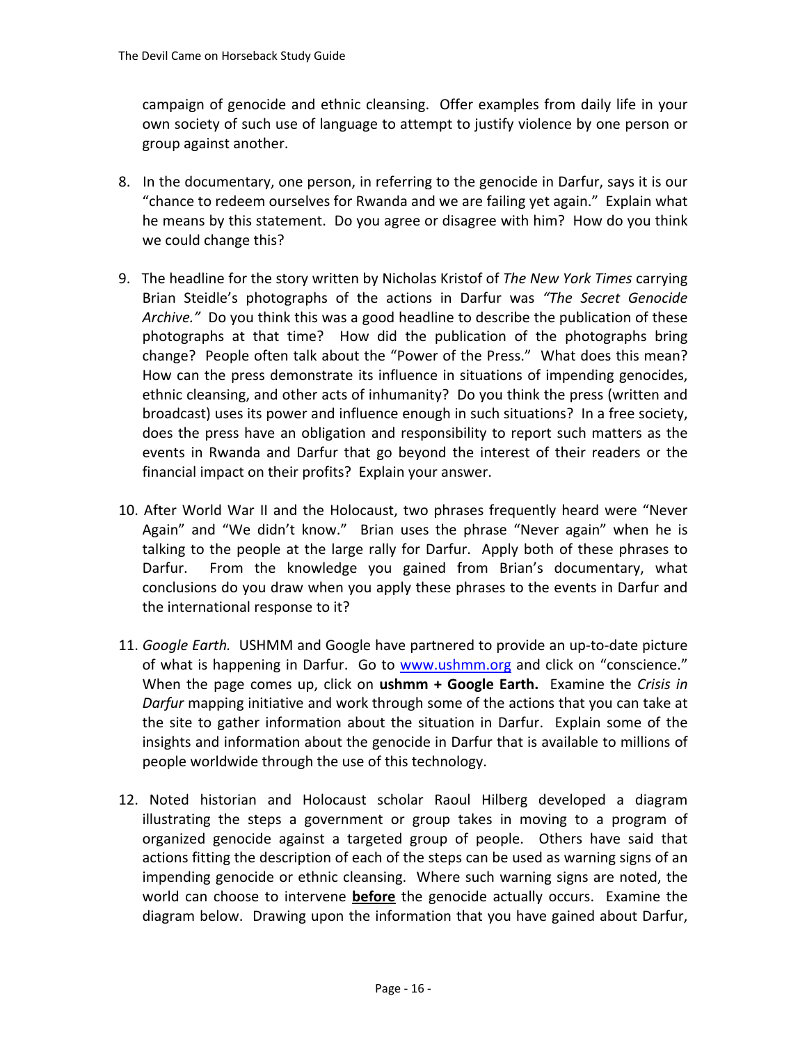campaign of genocide and ethnic cleansing. Offer examples from daily life in your own society of such use of language to attempt to justify violence by one person or group against another.

8. In the documentary, one person, in referring to the genocide in Darfur, says it is our "chance to redeem ourselves for Rwanda and we are failing yet again." Explain what he means by this statement. Do you agree or disagree with him? How do you think we could change this?

9. The headline for the story written by Nicholas Kristof of *The New York Times* carrying Brian Steidle's photographs of the actions in Darfur was *"The Secret Genocide Archive."* Do you think this was a good headline to describe the publication of these photographs at that time? How did the publication of the photographs bring change? People often talk about the "Power of the Press." What does this mean? How can the press demonstrate its influence in situations of impending genocides, ethnic cleansing, and other acts of inhumanity? Do you think the press (written and broadcast) uses its power and influence enough in such situations? In a free society, does the press have an obligation and responsibility to report such matters as the events in Rwanda and Darfur that go beyond the interest of their readers or the financial impact on their profits? Explain your answer.

10. After World War II and the Holocaust, two phrases frequently heard were "Never Again" and "We didn't know." Brian uses the phrase "Never again" when he is talking to the people at the large rally for Darfur. Apply both of these phrases to Darfur. From the knowledge you gained from Brian's documentary, what conclusions do you draw when you apply these phrases to the events in Darfur and the international response to it?

11. *Google Earth.* USHMM and Google have partnered to provide an up-to-date picture of what is happening in Darfur. Go to [www.ushmm.org](http://www.ushmm.org) and click on "conscience." When the page comes up, click on **ushmm + Google Earth.** Examine the *Crisis in Darfur* mapping initiative and work through some of the actions that you can take at the site to gather information about the situation in Darfur. Explain some of the insights and information about the genocide in Darfur that is available to millions of people worldwide through the use of this technology.

12. Noted historian and Holocaust scholar Raoul Hilberg developed a diagram illustrating the steps a government or group takes in moving to a program of organized genocide against a targeted group of people. Others have said that actions fitting the description of each of the steps can be used as warning signs of an impending genocide or ethnic cleansing. Where such warning signs are noted, the world can choose to intervene **before** the genocide actually occurs. Examine the diagram below. Drawing upon the information that you have gained about Darfur,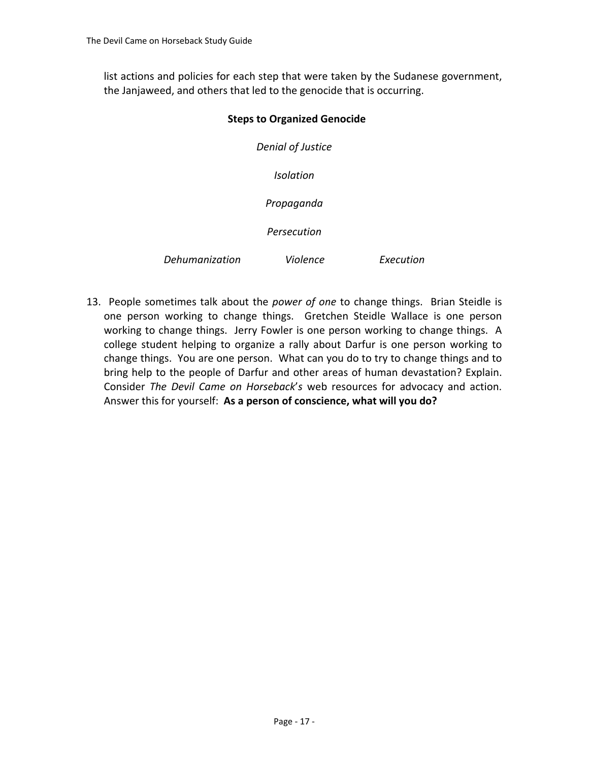list actions and policies for each step that were taken by the Sudanese government, the Janjaweed, and others that led to the genocide that is occurring.

**Steps to Organized Genocide**

*Denial of Justice*

*Isolation*

*Propaganda*

*Persecution*

*Dehumanization* *Violence* *Execution*

13. People sometimes talk about the *power of one* to change things. Brian Steidle is one person working to change things. Gretchen Steidle Wallace is one person working to change things. Jerry Fowler is one person working to change things. A college student helping to organize a rally about Darfur is one person working to change things. You are one person. What can you do to try to change things and to bring help to the people of Darfur and other areas of human devastation? Explain. Consider *The Devil Came on Horseback*'s web resources for advocacy and action. Answer this for yourself: **As a person of conscience, what will you do?**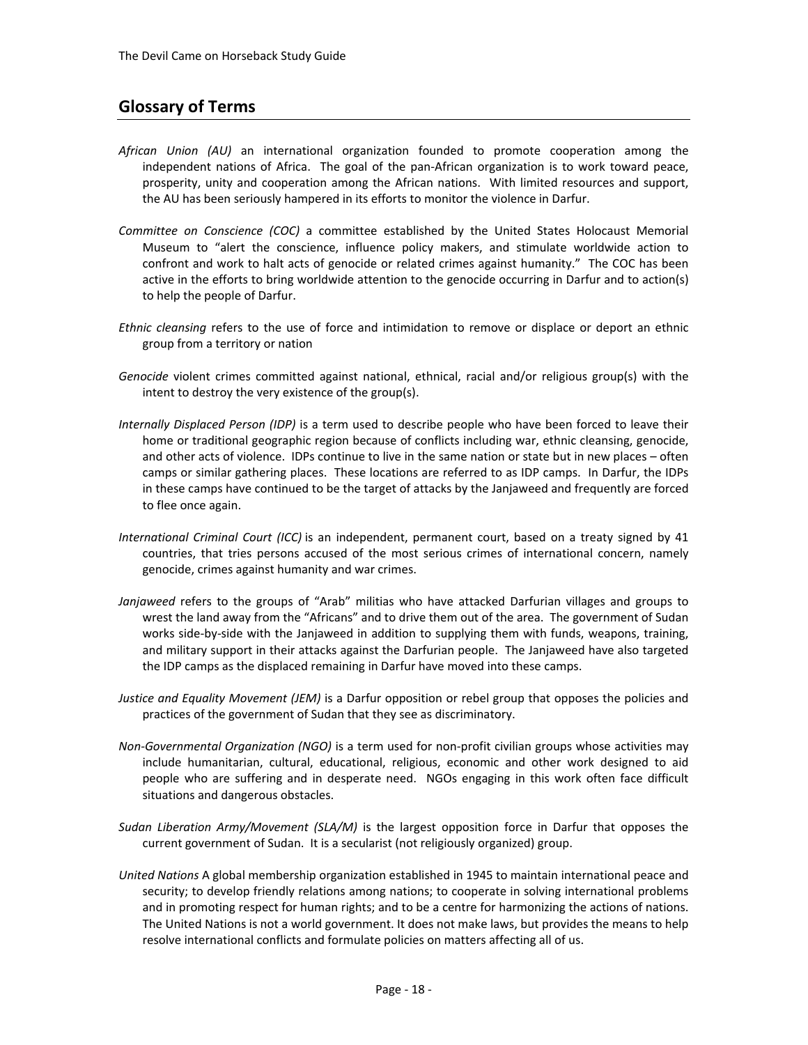## Glossary of Terms

*African Union (AU)* an international organization founded to promote cooperation among the independent nations of Africa. The goal of the pan-African organization is to work toward peace, prosperity, unity and cooperation among the African nations. With limited resources and support, the AU has been seriously hampered in its efforts to monitor the violence in Darfur.

*Committee on Conscience (COC)* a committee established by the United States Holocaust Memorial Museum to "alert the conscience, influence policy makers, and stimulate worldwide action to confront and work to halt acts of genocide or related crimes against humanity." The COC has been active in the efforts to bring worldwide attention to the genocide occurring in Darfur and to action(s) to help the people of Darfur.

*Ethnic cleansing* refers to the use of force and intimidation to remove or displace or deport an ethnic group from a territory or nation

*Genocide* violent crimes committed against national, ethnical, racial and/or religious group(s) with the intent to destroy the very existence of the group(s).

*Internally Displaced Person (IDP)* is a term used to describe people who have been forced to leave their home or traditional geographic region because of conflicts including war, ethnic cleansing, genocide, and other acts of violence. IDPs continue to live in the same nation or state but in new places – often camps or similar gathering places. These locations are referred to as IDP camps. In Darfur, the IDPs in these camps have continued to be the target of attacks by the Janjaweed and frequently are forced to flee once again.

*International Criminal Court (ICC)* is an independent, permanent court, based on a treaty signed by 41 countries, that tries persons accused of the most serious crimes of international concern, namely genocide, crimes against humanity and war crimes.

*Janjaweed* refers to the groups of "Arab" militias who have attacked Darfurian villages and groups to wrest the land away from the "Africans" and to drive them out of the area. The government of Sudan works side-by-side with the Janjaweed in addition to supplying them with funds, weapons, training, and military support in their attacks against the Darfurian people. The Janjaweed have also targeted the IDP camps as the displaced remaining in Darfur have moved into these camps.

*Justice and Equality Movement (JEM)* is a Darfur opposition or rebel group that opposes the policies and practices of the government of Sudan that they see as discriminatory.

*Non-Governmental Organization (NGO)* is a term used for non-profit civilian groups whose activities may include humanitarian, cultural, educational, religious, economic and other work designed to aid people who are suffering and in desperate need. NGOs engaging in this work often face difficult situations and dangerous obstacles.

*Sudan Liberation Army/Movement (SLA/M)* is the largest opposition force in Darfur that opposes the current government of Sudan. It is a secularist (not religiously organized) group.

*United Nations* A global membership organization established in 1945 to maintain international peace and security; to develop friendly relations among nations; to cooperate in solving international problems and in promoting respect for human rights; and to be a centre for harmonizing the actions of nations. The United Nations is not a world government. It does not make laws, but provides the means to help resolve international conflicts and formulate policies on matters affecting all of us.